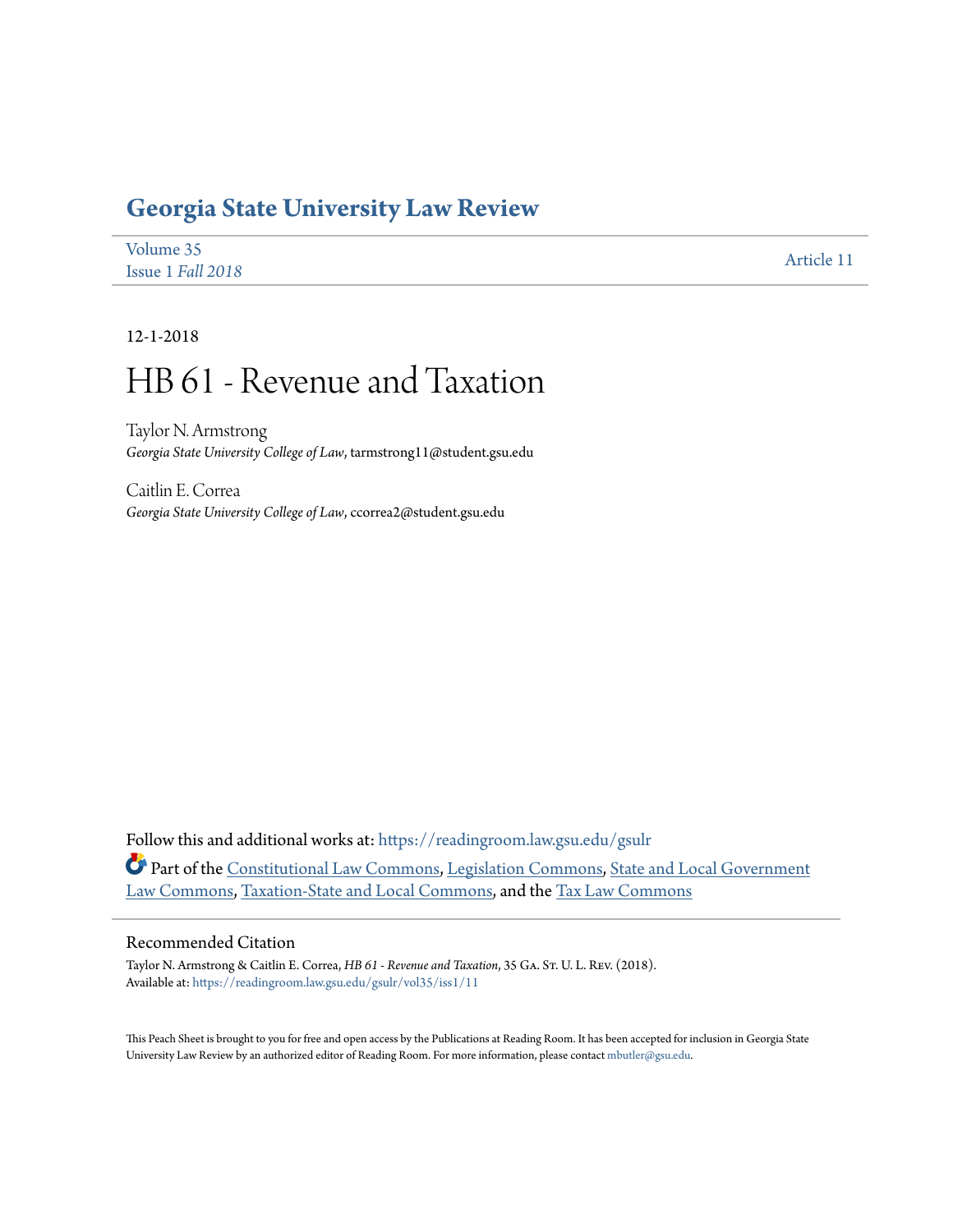# Georgia State University Law Review

Volume 35
Issue 1 *Fall 2018*

Article 11

12-1-2018

# HB 61 - Revenue and Taxation

Taylor N. Armstrong
*Georgia State University College of Law*, tarmstrong11@student.gsu.edu

Caitlin E. Correa
*Georgia State University College of Law*, ccorrea2@student.gsu.edu

Follow this and additional works at: https://readingroom.law.gsu.edu/gsulr

Part of the Constitutional Law Commons, Legislation Commons, State and Local Government Law Commons, Taxation-State and Local Commons, and the Tax Law Commons

## Recommended Citation

Taylor N. Armstrong & Caitlin E. Correa, *HB 61 - Revenue and Taxation*, 35 Ga. St. U. L. Rev. (2018).
Available at: https://readingroom.law.gsu.edu/gsulr/vol35/iss1/11

This Peach Sheet is brought to you for free and open access by the Publications at Reading Room. It has been accepted for inclusion in Georgia State University Law Review by an authorized editor of Reading Room. For more information, please contact mbutler@gsu.edu.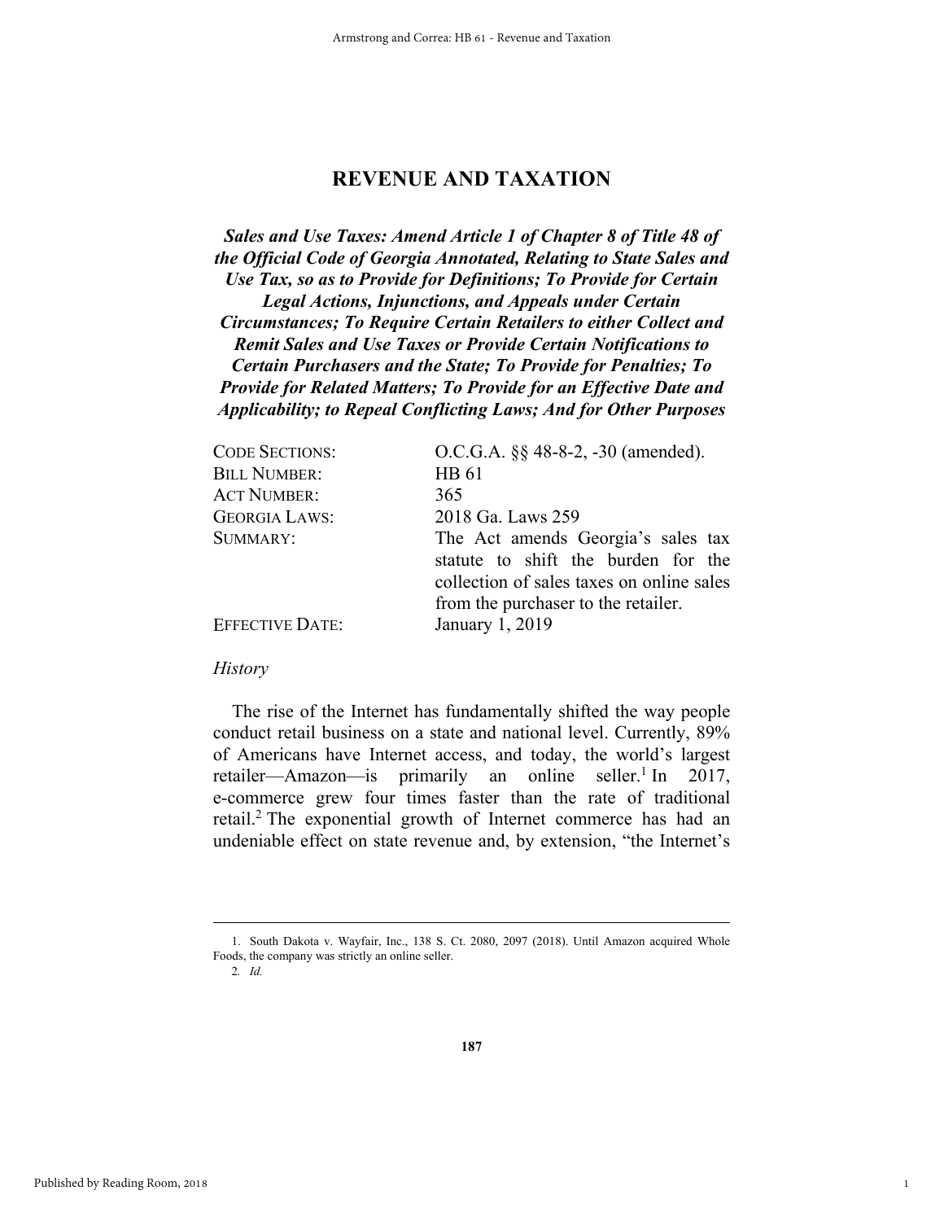# REVENUE AND TAXATION

***Sales and Use Taxes: Amend Article 1 of Chapter 8 of Title 48 of the Official Code of Georgia Annotated, Relating to State Sales and Use Tax, so as to Provide for Definitions; To Provide for Certain Legal Actions, Injunctions, and Appeals under Certain Circumstances; To Require Certain Retailers to either Collect and Remit Sales and Use Taxes or Provide Certain Notifications to Certain Purchasers and the State; To Provide for Penalties; To Provide for Related Matters; To Provide for an Effective Date and Applicability; to Repeal Conflicting Laws; And for Other Purposes***

| | |
|---|---|
| CODE SECTIONS: | O.C.G.A. §§ 48-8-2, -30 (amended). |
| BILL NUMBER: | HB 61 |
| ACT NUMBER: | 365 |
| GEORGIA LAWS: | 2018 Ga. Laws 259 |
| SUMMARY: | The Act amends Georgia's sales tax statute to shift the burden for the collection of sales taxes on online sales from the purchaser to the retailer. |
| EFFECTIVE DATE: | January 1, 2019 |

*History*

The rise of the Internet has fundamentally shifted the way people conduct retail business on a state and national level. Currently, 89% of Americans have Internet access, and today, the world's largest retailer—Amazon—is primarily an online seller.[1] In 2017, e-commerce grew four times faster than the rate of traditional retail.[2] The exponential growth of Internet commerce has had an undeniable effect on state revenue and, by extension, "the Internet's

---

1. South Dakota v. Wayfair, Inc., 138 S. Ct. 2080, 2097 (2018). Until Amazon acquired Whole Foods, the company was strictly an online seller.

2. *Id.*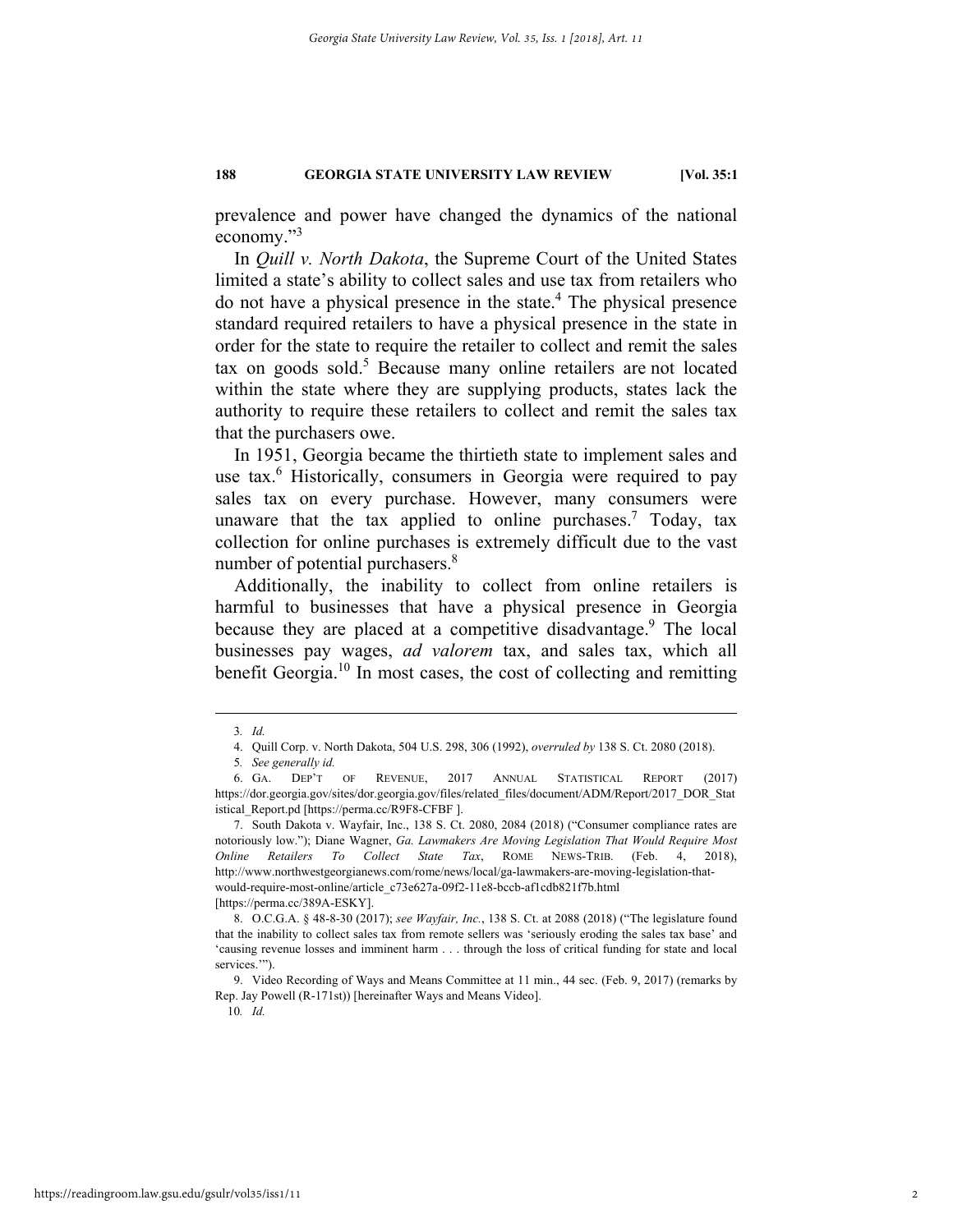prevalence and power have changed the dynamics of the national economy."[3]

In *Quill v. North Dakota*, the Supreme Court of the United States limited a state's ability to collect sales and use tax from retailers who do not have a physical presence in the state.[4] The physical presence standard required retailers to have a physical presence in the state in order for the state to require the retailer to collect and remit the sales tax on goods sold.[5] Because many online retailers are not located within the state where they are supplying products, states lack the authority to require these retailers to collect and remit the sales tax that the purchasers owe.

In 1951, Georgia became the thirtieth state to implement sales and use tax.[6] Historically, consumers in Georgia were required to pay sales tax on every purchase. However, many consumers were unaware that the tax applied to online purchases.[7] Today, tax collection for online purchases is extremely difficult due to the vast number of potential purchasers.[8]

Additionally, the inability to collect from online retailers is harmful to businesses that have a physical presence in Georgia because they are placed at a competitive disadvantage.[9] The local businesses pay wages, *ad valorem* tax, and sales tax, which all benefit Georgia.[10] In most cases, the cost of collecting and remitting

---

3. *Id.*

4. Quill Corp. v. North Dakota, 504 U.S. 298, 306 (1992), *overruled by* 138 S. Ct. 2080 (2018).

5. *See generally id.*

6. GA. DEP'T OF REVENUE, 2017 ANNUAL STATISTICAL REPORT (2017) https://dor.georgia.gov/sites/dor.georgia.gov/files/related_files/document/ADM/Report/2017_DOR_Statistical_Report.pd [https://perma.cc/R9F8-CFBF ].

7. South Dakota v. Wayfair, Inc., 138 S. Ct. 2080, 2084 (2018) ("Consumer compliance rates are notoriously low."); Diane Wagner, *Ga. Lawmakers Are Moving Legislation That Would Require Most Online Retailers To Collect State Tax*, ROME NEWS-TRIB. (Feb. 4, 2018), http://www.northwestgeorgianews.com/rome/news/local/ga-lawmakers-are-moving-legislation-that-would-require-most-online/article_c73e627a-09f2-11e8-bccb-af1cdb821f7b.html [https://perma.cc/389A-ESKY].

8. O.C.G.A. § 48-8-30 (2017); *see Wayfair, Inc.*, 138 S. Ct. at 2088 (2018) ("The legislature found that the inability to collect sales tax from remote sellers was 'seriously eroding the sales tax base' and 'causing revenue losses and imminent harm . . . through the loss of critical funding for state and local services.'").

9. Video Recording of Ways and Means Committee at 11 min., 44 sec. (Feb. 9, 2017) (remarks by Rep. Jay Powell (R-171st)) [hereinafter Ways and Means Video].

10. *Id.*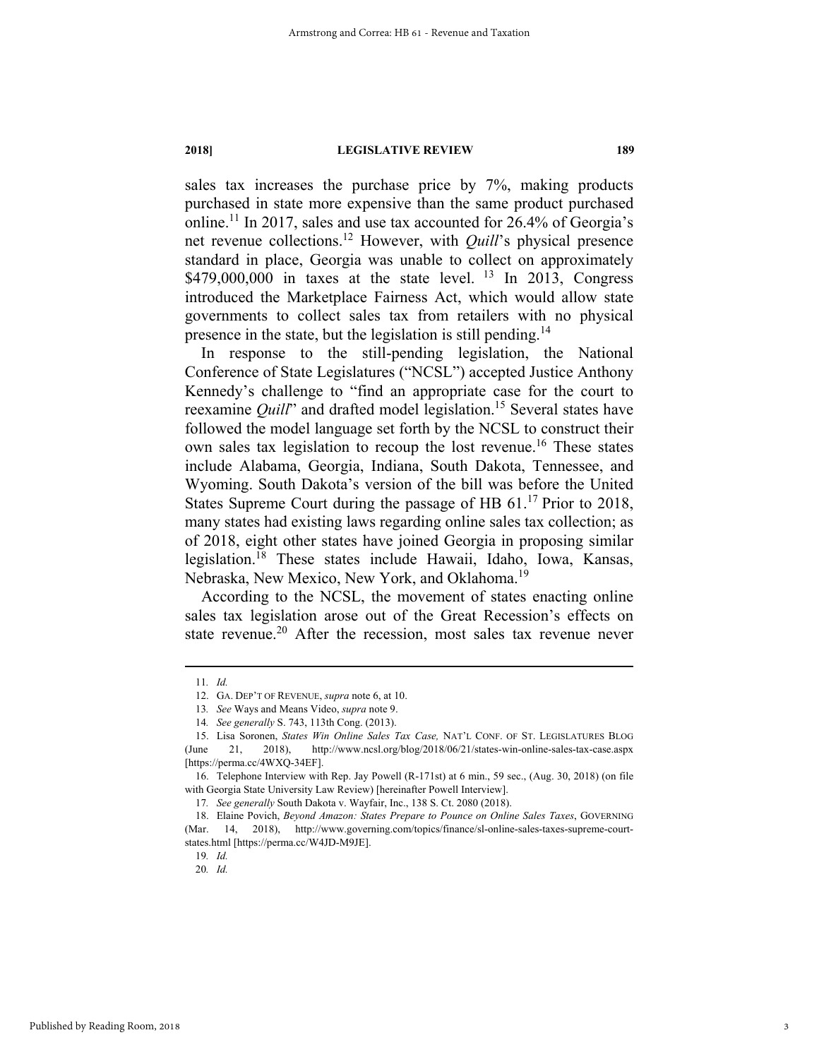sales tax increases the purchase price by 7%, making products purchased in state more expensive than the same product purchased online.[11] In 2017, sales and use tax accounted for 26.4% of Georgia's net revenue collections.[12] However, with *Quill*'s physical presence standard in place, Georgia was unable to collect on approximately $479,000,000 in taxes at the state level.[13] In 2013, Congress introduced the Marketplace Fairness Act, which would allow state governments to collect sales tax from retailers with no physical presence in the state, but the legislation is still pending.[14]

In response to the still-pending legislation, the National Conference of State Legislatures ("NCSL") accepted Justice Anthony Kennedy's challenge to "find an appropriate case for the court to reexamine *Quill*" and drafted model legislation.[15] Several states have followed the model language set forth by the NCSL to construct their own sales tax legislation to recoup the lost revenue.[16] These states include Alabama, Georgia, Indiana, South Dakota, Tennessee, and Wyoming. South Dakota's version of the bill was before the United States Supreme Court during the passage of HB 61.[17] Prior to 2018, many states had existing laws regarding online sales tax collection; as of 2018, eight other states have joined Georgia in proposing similar legislation.[18] These states include Hawaii, Idaho, Iowa, Kansas, Nebraska, New Mexico, New York, and Oklahoma.[19]

According to the NCSL, the movement of states enacting online sales tax legislation arose out of the Great Recession's effects on state revenue.[20] After the recession, most sales tax revenue never

---

11. *Id.*

12. GA. DEP'T OF REVENUE, *supra* note 6, at 10.

13. *See* Ways and Means Video, *supra* note 9.

14. *See generally* S. 743, 113th Cong. (2013).

15. Lisa Soronen, *States Win Online Sales Tax Case,* NAT'L CONF. OF ST. LEGISLATURES BLOG (June 21, 2018), http://www.ncsl.org/blog/2018/06/21/states-win-online-sales-tax-case.aspx [https://perma.cc/4WXQ-34EF].

16. Telephone Interview with Rep. Jay Powell (R-171st) at 6 min., 59 sec., (Aug. 30, 2018) (on file with Georgia State University Law Review) [hereinafter Powell Interview].

17. *See generally* South Dakota v. Wayfair, Inc., 138 S. Ct. 2080 (2018).

18. Elaine Povich, *Beyond Amazon: States Prepare to Pounce on Online Sales Taxes*, GOVERNING (Mar. 14, 2018), http://www.governing.com/topics/finance/sl-online-sales-taxes-supreme-court-states.html [https://perma.cc/W4JD-M9JE].

19. *Id.*

20. *Id.*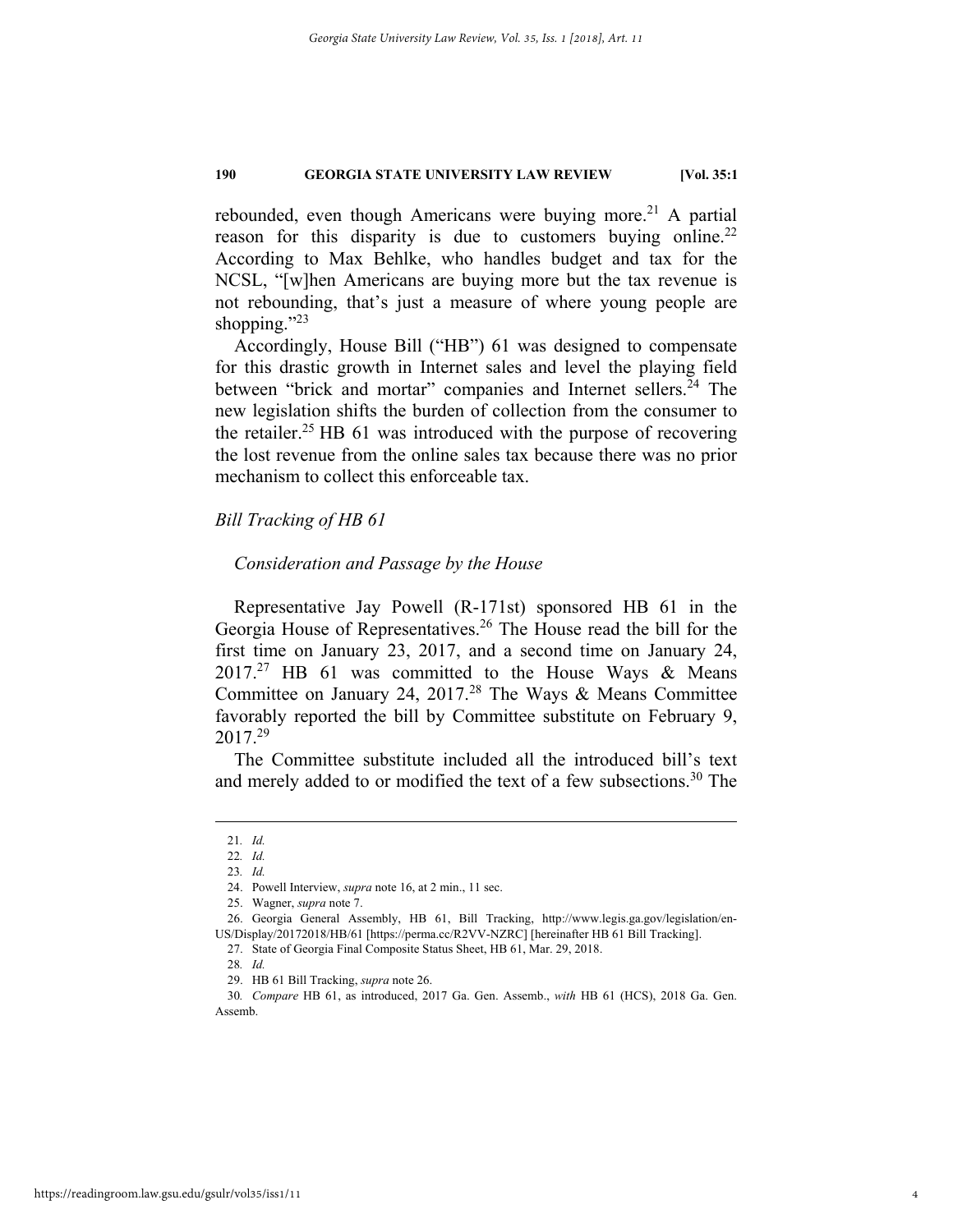rebounded, even though Americans were buying more.[21] A partial reason for this disparity is due to customers buying online.[22] According to Max Behlke, who handles budget and tax for the NCSL, "[w]hen Americans are buying more but the tax revenue is not rebounding, that's just a measure of where young people are shopping."[23]

Accordingly, House Bill ("HB") 61 was designed to compensate for this drastic growth in Internet sales and level the playing field between "brick and mortar" companies and Internet sellers.[24] The new legislation shifts the burden of collection from the consumer to the retailer.[25] HB 61 was introduced with the purpose of recovering the lost revenue from the online sales tax because there was no prior mechanism to collect this enforceable tax.

### *Bill Tracking of HB 61*

#### *Consideration and Passage by the House*

Representative Jay Powell (R-171st) sponsored HB 61 in the Georgia House of Representatives.[26] The House read the bill for the first time on January 23, 2017, and a second time on January 24, 2017.[27] HB 61 was committed to the House Ways & Means Committee on January 24, 2017.[28] The Ways & Means Committee favorably reported the bill by Committee substitute on February 9, 2017.[29]

The Committee substitute included all the introduced bill's text and merely added to or modified the text of a few subsections.[30] The

---

21. *Id.*

22. *Id.*

23. *Id.*

24. Powell Interview, *supra* note 16, at 2 min., 11 sec.

25. Wagner, *supra* note 7.

26. Georgia General Assembly, HB 61, Bill Tracking, http://www.legis.ga.gov/legislation/en-US/Display/20172018/HB/61 [https://perma.cc/R2VV-NZRC] [hereinafter HB 61 Bill Tracking].

27. State of Georgia Final Composite Status Sheet, HB 61, Mar. 29, 2018.

28. *Id.*

29. HB 61 Bill Tracking, *supra* note 26.

30. *Compare* HB 61, as introduced, 2017 Ga. Gen. Assemb., *with* HB 61 (HCS), 2018 Ga. Gen. Assemb.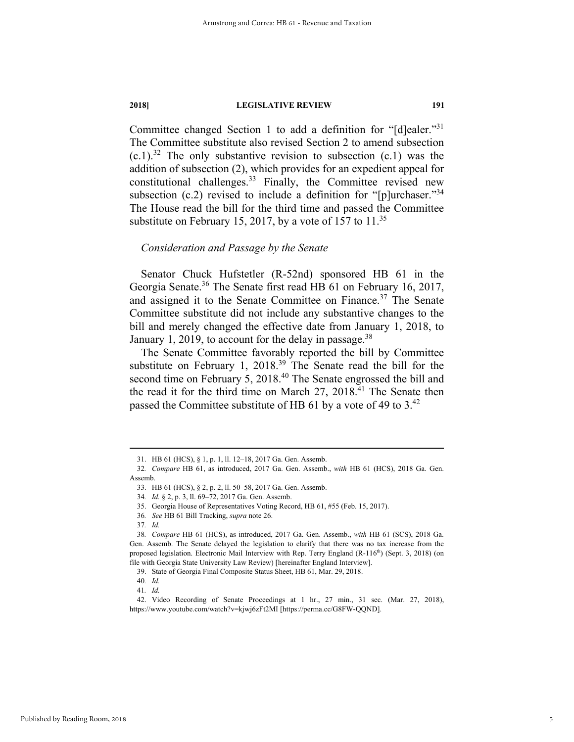Committee changed Section 1 to add a definition for "[d]ealer."[31] The Committee substitute also revised Section 2 to amend subsection (c.1).[32] The only substantive revision to subsection (c.1) was the addition of subsection (2), which provides for an expedient appeal for constitutional challenges.[33] Finally, the Committee revised new subsection (c.2) revised to include a definition for "[p]urchaser."[34] The House read the bill for the third time and passed the Committee substitute on February 15, 2017, by a vote of 157 to 11.[35]

### *Consideration and Passage by the Senate*

Senator Chuck Hufstetler (R-52nd) sponsored HB 61 in the Georgia Senate.[36] The Senate first read HB 61 on February 16, 2017, and assigned it to the Senate Committee on Finance.[37] The Senate Committee substitute did not include any substantive changes to the bill and merely changed the effective date from January 1, 2018, to January 1, 2019, to account for the delay in passage.[38]

The Senate Committee favorably reported the bill by Committee substitute on February 1, 2018.[39] The Senate read the bill for the second time on February 5, 2018.[40] The Senate engrossed the bill and the read it for the third time on March 27, 2018.[41] The Senate then passed the Committee substitute of HB 61 by a vote of 49 to 3.[42]

---

31. HB 61 (HCS), § 1, p. 1, ll. 12–18, 2017 Ga. Gen. Assemb.

32. *Compare* HB 61, as introduced, 2017 Ga. Gen. Assemb., *with* HB 61 (HCS), 2018 Ga. Gen. Assemb.

33. HB 61 (HCS), § 2, p. 2, ll. 50–58, 2017 Ga. Gen. Assemb.

34. *Id.* § 2, p. 3, ll. 69–72, 2017 Ga. Gen. Assemb.

35. Georgia House of Representatives Voting Record, HB 61, #55 (Feb. 15, 2017).

36. *See* HB 61 Bill Tracking, *supra* note 26.

37. *Id.*

38. *Compare* HB 61 (HCS), as introduced, 2017 Ga. Gen. Assemb., *with* HB 61 (SCS), 2018 Ga. Gen. Assemb. The Senate delayed the legislation to clarify that there was no tax increase from the proposed legislation. Electronic Mail Interview with Rep. Terry England (R-116th) (Sept. 3, 2018) (on file with Georgia State University Law Review) [hereinafter England Interview].

39. State of Georgia Final Composite Status Sheet, HB 61, Mar. 29, 2018.

40. *Id.*

41. *Id.*

42. Video Recording of Senate Proceedings at 1 hr., 27 min., 31 sec. (Mar. 27, 2018), https://www.youtube.com/watch?v=kjwj6zFt2MI [https://perma.cc/G8FW-QQND].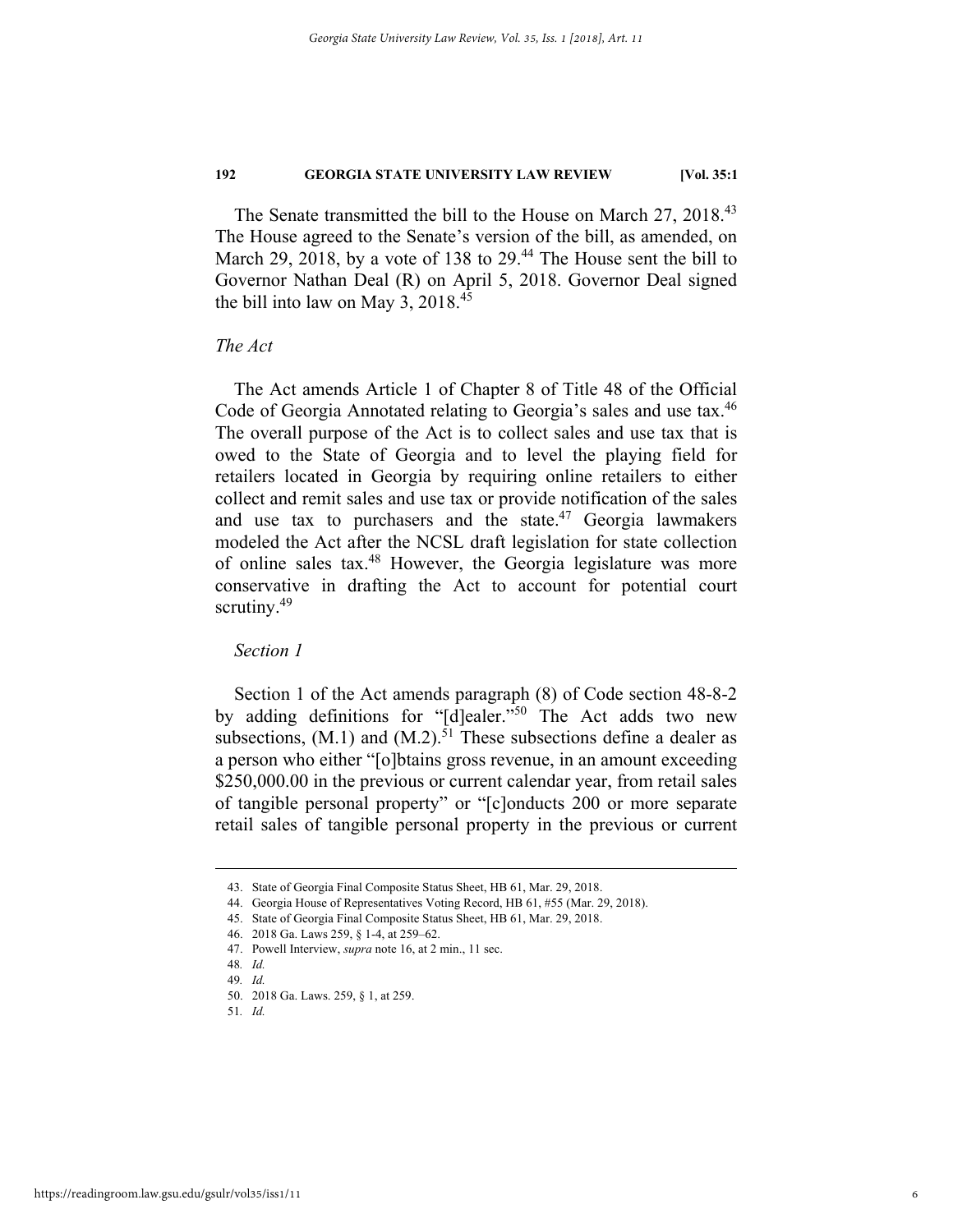The Senate transmitted the bill to the House on March 27, 2018.[43] The House agreed to the Senate's version of the bill, as amended, on March 29, 2018, by a vote of 138 to 29.[44] The House sent the bill to Governor Nathan Deal (R) on April 5, 2018. Governor Deal signed the bill into law on May 3, 2018.[45]

### *The Act*

The Act amends Article 1 of Chapter 8 of Title 48 of the Official Code of Georgia Annotated relating to Georgia's sales and use tax.[46] The overall purpose of the Act is to collect sales and use tax that is owed to the State of Georgia and to level the playing field for retailers located in Georgia by requiring online retailers to either collect and remit sales and use tax or provide notification of the sales and use tax to purchasers and the state.[47] Georgia lawmakers modeled the Act after the NCSL draft legislation for state collection of online sales tax.[48] However, the Georgia legislature was more conservative in drafting the Act to account for potential court scrutiny.[49]

#### *Section 1*

Section 1 of the Act amends paragraph (8) of Code section 48-8-2 by adding definitions for "[d]ealer."[50] The Act adds two new subsections, (M.1) and (M.2).[51] These subsections define a dealer as a person who either "[o]btains gross revenue, in an amount exceeding $250,000.00 in the previous or current calendar year, from retail sales of tangible personal property" or "[c]onducts 200 or more separate retail sales of tangible personal property in the previous or current

---

43. State of Georgia Final Composite Status Sheet, HB 61, Mar. 29, 2018.
44. Georgia House of Representatives Voting Record, HB 61, #55 (Mar. 29, 2018).
45. State of Georgia Final Composite Status Sheet, HB 61, Mar. 29, 2018.
46. 2018 Ga. Laws 259, § 1-4, at 259–62.
47. Powell Interview, *supra* note 16, at 2 min., 11 sec.
48. *Id.*
49. *Id.*
50. 2018 Ga. Laws. 259, § 1, at 259.
51. *Id.*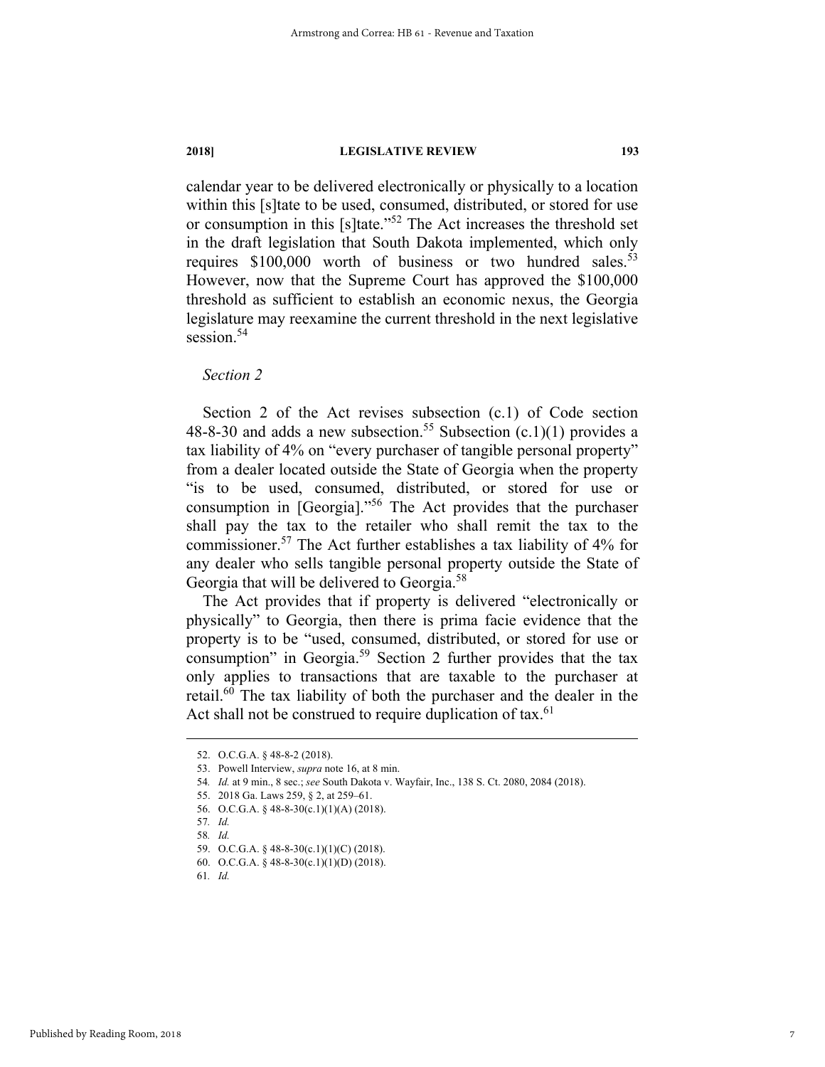calendar year to be delivered electronically or physically to a location within this [s]tate to be used, consumed, distributed, or stored for use or consumption in this [s]tate."[52] The Act increases the threshold set in the draft legislation that South Dakota implemented, which only requires $100,000 worth of business or two hundred sales.[53] However, now that the Supreme Court has approved the $100,000 threshold as sufficient to establish an economic nexus, the Georgia legislature may reexamine the current threshold in the next legislative session.[54]

*Section 2*

Section 2 of the Act revises subsection (c.1) of Code section 48-8-30 and adds a new subsection.[55] Subsection (c.1)(1) provides a tax liability of 4% on "every purchaser of tangible personal property" from a dealer located outside the State of Georgia when the property "is to be used, consumed, distributed, or stored for use or consumption in [Georgia]."[56] The Act provides that the purchaser shall pay the tax to the retailer who shall remit the tax to the commissioner.[57] The Act further establishes a tax liability of 4% for any dealer who sells tangible personal property outside the State of Georgia that will be delivered to Georgia.[58]

The Act provides that if property is delivered "electronically or physically" to Georgia, then there is prima facie evidence that the property is to be "used, consumed, distributed, or stored for use or consumption" in Georgia.[59] Section 2 further provides that the tax only applies to transactions that are taxable to the purchaser at retail.[60] The tax liability of both the purchaser and the dealer in the Act shall not be construed to require duplication of tax.[61]

---

52. O.C.G.A. § 48-8-2 (2018).
53. Powell Interview, *supra* note 16, at 8 min.
54. *Id.* at 9 min., 8 sec.; *see* South Dakota v. Wayfair, Inc., 138 S. Ct. 2080, 2084 (2018).
55. 2018 Ga. Laws 259, § 2, at 259–61.
56. O.C.G.A. § 48-8-30(c.1)(1)(A) (2018).
57. *Id.*
58. *Id.*
59. O.C.G.A. § 48-8-30(c.1)(1)(C) (2018).
60. O.C.G.A. § 48-8-30(c.1)(1)(D) (2018).
61. *Id.*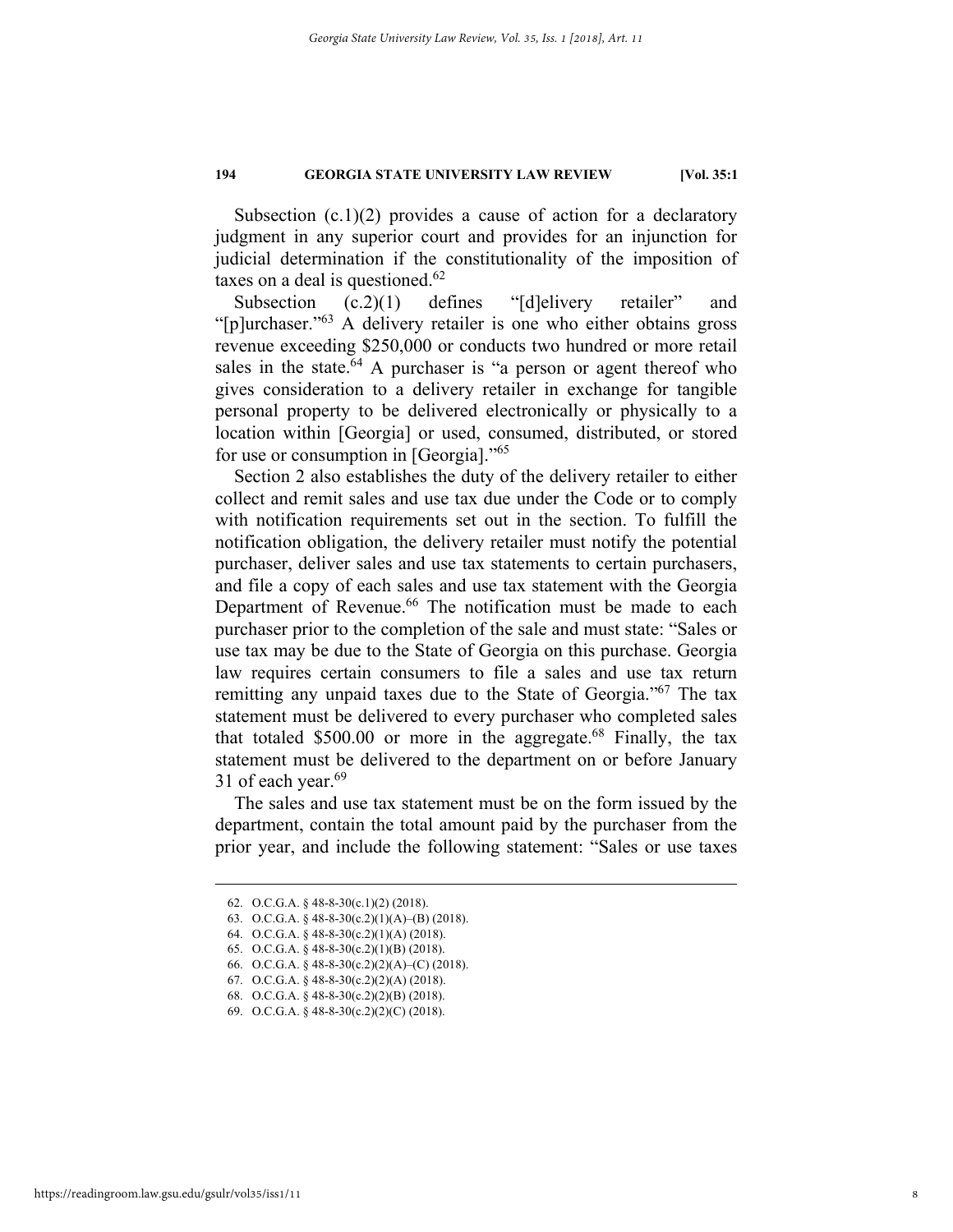Subsection (c.1)(2) provides a cause of action for a declaratory judgment in any superior court and provides for an injunction for judicial determination if the constitutionality of the imposition of taxes on a deal is questioned.[62]

Subsection (c.2)(1) defines "[d]elivery retailer" and "[p]urchaser."[63] A delivery retailer is one who either obtains gross revenue exceeding $250,000 or conducts two hundred or more retail sales in the state.[64] A purchaser is "a person or agent thereof who gives consideration to a delivery retailer in exchange for tangible personal property to be delivered electronically or physically to a location within [Georgia] or used, consumed, distributed, or stored for use or consumption in [Georgia]."[65]

Section 2 also establishes the duty of the delivery retailer to either collect and remit sales and use tax due under the Code or to comply with notification requirements set out in the section. To fulfill the notification obligation, the delivery retailer must notify the potential purchaser, deliver sales and use tax statements to certain purchasers, and file a copy of each sales and use tax statement with the Georgia Department of Revenue.[66] The notification must be made to each purchaser prior to the completion of the sale and must state: "Sales or use tax may be due to the State of Georgia on this purchase. Georgia law requires certain consumers to file a sales and use tax return remitting any unpaid taxes due to the State of Georgia."[67] The tax statement must be delivered to every purchaser who completed sales that totaled $500.00 or more in the aggregate.[68] Finally, the tax statement must be delivered to the department on or before January 31 of each year.[69]

The sales and use tax statement must be on the form issued by the department, contain the total amount paid by the purchaser from the prior year, and include the following statement: "Sales or use taxes

---

62. O.C.G.A. § 48-8-30(c.1)(2) (2018).
63. O.C.G.A. § 48-8-30(c.2)(1)(A)–(B) (2018).
64. O.C.G.A. § 48-8-30(c.2)(1)(A) (2018).
65. O.C.G.A. § 48-8-30(c.2)(1)(B) (2018).
66. O.C.G.A. § 48-8-30(c.2)(2)(A)–(C) (2018).
67. O.C.G.A. § 48-8-30(c.2)(2)(A) (2018).
68. O.C.G.A. § 48-8-30(c.2)(2)(B) (2018).
69. O.C.G.A. § 48-8-30(c.2)(2)(C) (2018).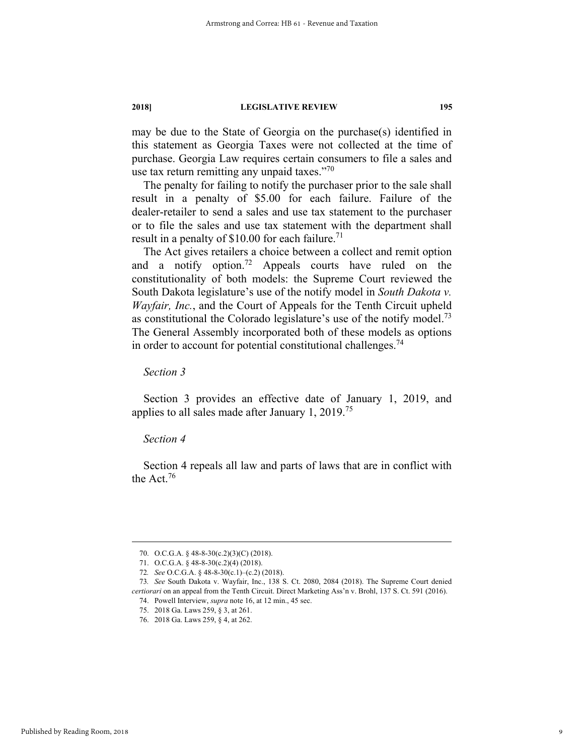may be due to the State of Georgia on the purchase(s) identified in this statement as Georgia Taxes were not collected at the time of purchase. Georgia Law requires certain consumers to file a sales and use tax return remitting any unpaid taxes."[70]

The penalty for failing to notify the purchaser prior to the sale shall result in a penalty of $5.00 for each failure. Failure of the dealer-retailer to send a sales and use tax statement to the purchaser or to file the sales and use tax statement with the department shall result in a penalty of $10.00 for each failure.[71]

The Act gives retailers a choice between a collect and remit option and a notify option.[72] Appeals courts have ruled on the constitutionality of both models: the Supreme Court reviewed the South Dakota legislature's use of the notify model in *South Dakota v. Wayfair, Inc.*, and the Court of Appeals for the Tenth Circuit upheld as constitutional the Colorado legislature's use of the notify model.[73] The General Assembly incorporated both of these models as options in order to account for potential constitutional challenges.[74]

*Section 3*

Section 3 provides an effective date of January 1, 2019, and applies to all sales made after January 1, 2019.[75]

*Section 4*

Section 4 repeals all law and parts of laws that are in conflict with the Act.[76]

---

70. O.C.G.A. § 48-8-30(c.2)(3)(C) (2018).

71. O.C.G.A. § 48-8-30(c.2)(4) (2018).

72. *See* O.C.G.A. § 48-8-30(c.1)–(c.2) (2018).

73. *See* South Dakota v. Wayfair, Inc., 138 S. Ct. 2080, 2084 (2018). The Supreme Court denied *certiorari* on an appeal from the Tenth Circuit. Direct Marketing Ass'n v. Brohl, 137 S. Ct. 591 (2016).

74. Powell Interview, *supra* note 16, at 12 min., 45 sec.

75. 2018 Ga. Laws 259, § 3, at 261.

76. 2018 Ga. Laws 259, § 4, at 262.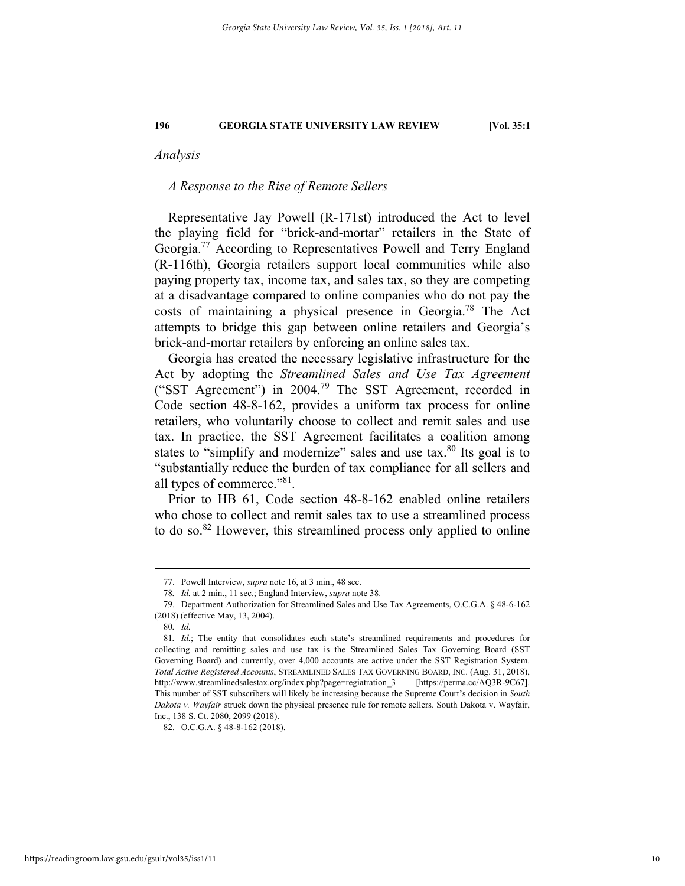*Analysis*

*A Response to the Rise of Remote Sellers*

Representative Jay Powell (R-171st) introduced the Act to level the playing field for "brick-and-mortar" retailers in the State of Georgia.[77] According to Representatives Powell and Terry England (R-116th), Georgia retailers support local communities while also paying property tax, income tax, and sales tax, so they are competing at a disadvantage compared to online companies who do not pay the costs of maintaining a physical presence in Georgia.[78] The Act attempts to bridge this gap between online retailers and Georgia's brick-and-mortar retailers by enforcing an online sales tax.

Georgia has created the necessary legislative infrastructure for the Act by adopting the *Streamlined Sales and Use Tax Agreement* ("SST Agreement") in 2004.[79] The SST Agreement, recorded in Code section 48-8-162, provides a uniform tax process for online retailers, who voluntarily choose to collect and remit sales and use tax. In practice, the SST Agreement facilitates a coalition among states to "simplify and modernize" sales and use tax.[80] Its goal is to "substantially reduce the burden of tax compliance for all sellers and all types of commerce."[81].

Prior to HB 61, Code section 48-8-162 enabled online retailers who chose to collect and remit sales tax to use a streamlined process to do so.[82] However, this streamlined process only applied to online

---

77. Powell Interview, *supra* note 16, at 3 min., 48 sec.

78. *Id.* at 2 min., 11 sec.; England Interview, *supra* note 38.

79. Department Authorization for Streamlined Sales and Use Tax Agreements, O.C.G.A. § 48-6-162 (2018) (effective May, 13, 2004).

80. *Id.*

81. *Id.*; The entity that consolidates each state's streamlined requirements and procedures for collecting and remitting sales and use tax is the Streamlined Sales Tax Governing Board (SST Governing Board) and currently, over 4,000 accounts are active under the SST Registration System. *Total Active Registered Accounts*, STREAMLINED SALES TAX GOVERNING BOARD, INC. (Aug. 31, 2018), http://www.streamlinedsalestax.org/index.php?page=regiatration_3 [https://perma.cc/AQ3R-9C67]. This number of SST subscribers will likely be increasing because the Supreme Court's decision in *South Dakota v. Wayfair* struck down the physical presence rule for remote sellers. South Dakota v. Wayfair, Inc., 138 S. Ct. 2080, 2099 (2018).

82. O.C.G.A. § 48-8-162 (2018).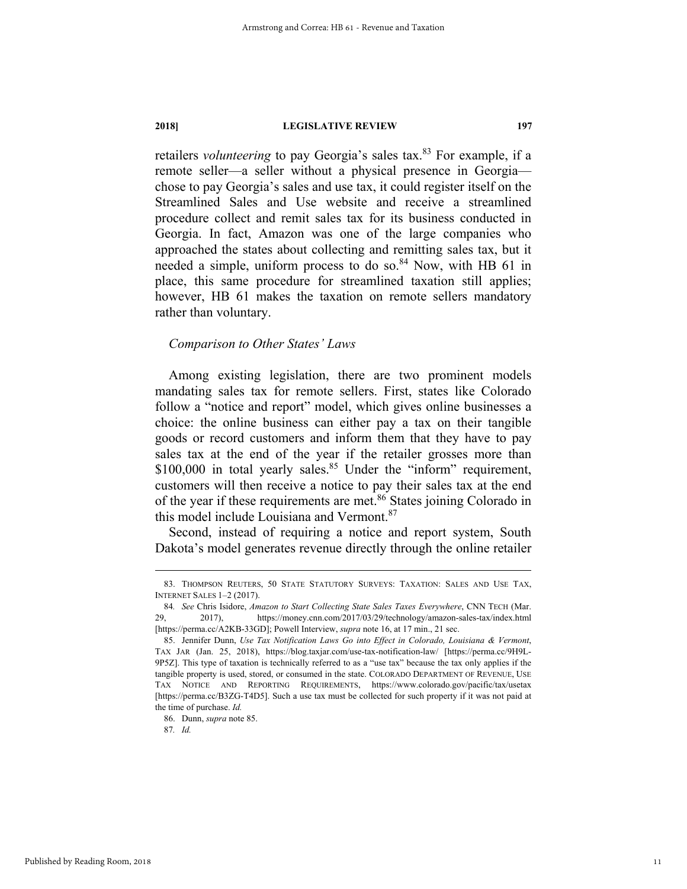retailers *volunteering* to pay Georgia's sales tax.[83] For example, if a remote seller—a seller without a physical presence in Georgia—chose to pay Georgia's sales and use tax, it could register itself on the Streamlined Sales and Use website and receive a streamlined procedure collect and remit sales tax for its business conducted in Georgia. In fact, Amazon was one of the large companies who approached the states about collecting and remitting sales tax, but it needed a simple, uniform process to do so.[84] Now, with HB 61 in place, this same procedure for streamlined taxation still applies; however, HB 61 makes the taxation on remote sellers mandatory rather than voluntary.

### *Comparison to Other States' Laws*

Among existing legislation, there are two prominent models mandating sales tax for remote sellers. First, states like Colorado follow a "notice and report" model, which gives online businesses a choice: the online business can either pay a tax on their tangible goods or record customers and inform them that they have to pay sales tax at the end of the year if the retailer grosses more than $100,000 in total yearly sales.[85] Under the "inform" requirement, customers will then receive a notice to pay their sales tax at the end of the year if these requirements are met.[86] States joining Colorado in this model include Louisiana and Vermont.[87]

Second, instead of requiring a notice and report system, South Dakota's model generates revenue directly through the online retailer

---

83. THOMPSON REUTERS, 50 STATE STATUTORY SURVEYS: TAXATION: SALES AND USE TAX, INTERNET SALES 1–2 (2017).

84. *See* Chris Isidore, *Amazon to Start Collecting State Sales Taxes Everywhere*, CNN TECH (Mar. 29, 2017), https://money.cnn.com/2017/03/29/technology/amazon-sales-tax/index.html [https://perma.cc/A2KB-33GD]; Powell Interview, *supra* note 16, at 17 min., 21 sec.

85. Jennifer Dunn, *Use Tax Notification Laws Go into Effect in Colorado, Louisiana & Vermont*, TAX JAR (Jan. 25, 2018), https://blog.taxjar.com/use-tax-notification-law/ [https://perma.cc/9H9L-9P5Z]. This type of taxation is technically referred to as a "use tax" because the tax only applies if the tangible property is used, stored, or consumed in the state. COLORADO DEPARTMENT OF REVENUE, USE TAX NOTICE AND REPORTING REQUIREMENTS, https://www.colorado.gov/pacific/tax/usetax [https://perma.cc/B3ZG-T4D5]. Such a use tax must be collected for such property if it was not paid at the time of purchase. *Id.*

86. Dunn, *supra* note 85.

87. *Id.*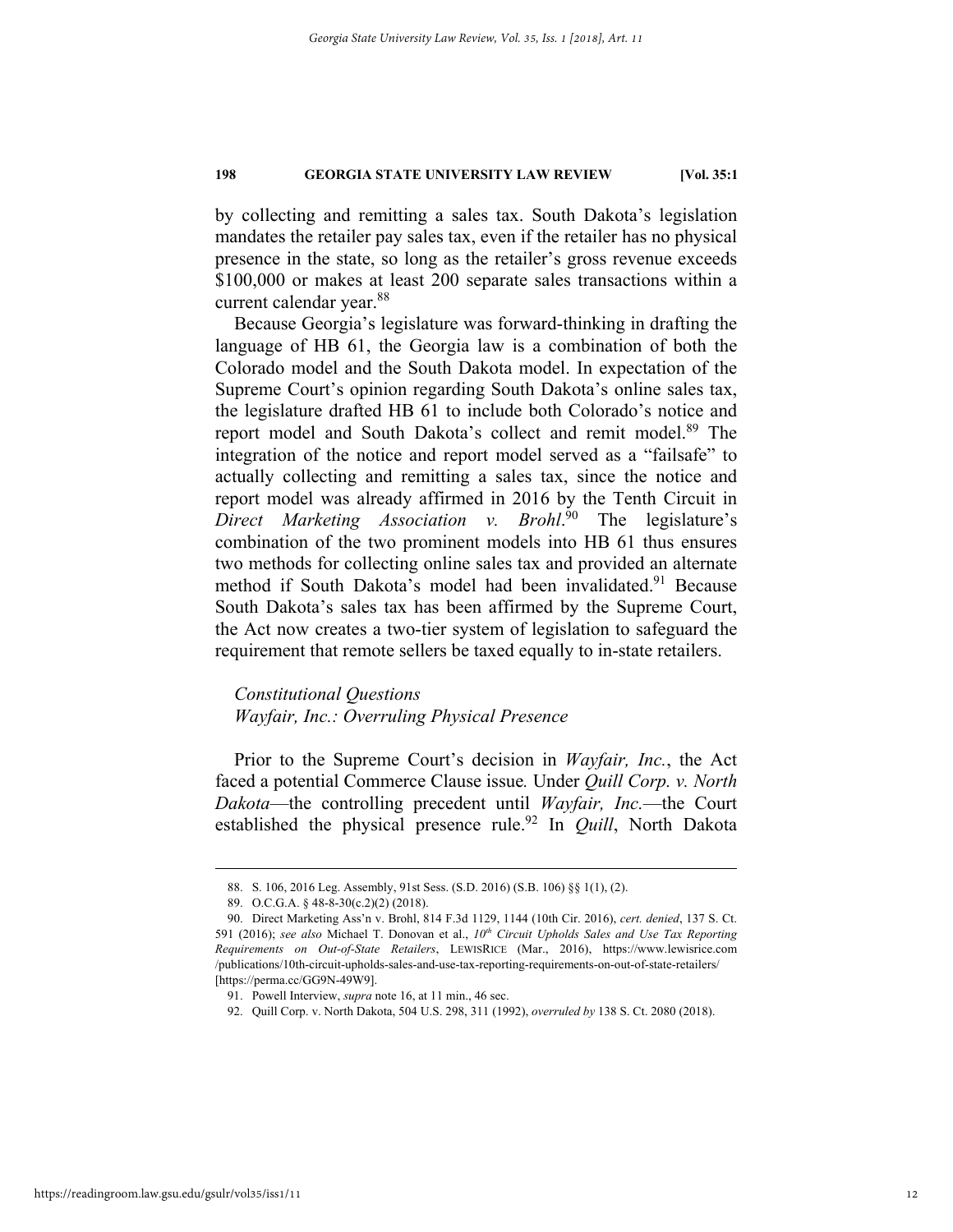by collecting and remitting a sales tax. South Dakota's legislation mandates the retailer pay sales tax, even if the retailer has no physical presence in the state, so long as the retailer's gross revenue exceeds $100,000 or makes at least 200 separate sales transactions within a current calendar year.[88]

Because Georgia's legislature was forward-thinking in drafting the language of HB 61, the Georgia law is a combination of both the Colorado model and the South Dakota model. In expectation of the Supreme Court's opinion regarding South Dakota's online sales tax, the legislature drafted HB 61 to include both Colorado's notice and report model and South Dakota's collect and remit model.[89] The integration of the notice and report model served as a "failsafe" to actually collecting and remitting a sales tax, since the notice and report model was already affirmed in 2016 by the Tenth Circuit in *Direct Marketing Association v. Brohl*.[90] The legislature's combination of the two prominent models into HB 61 thus ensures two methods for collecting online sales tax and provided an alternate method if South Dakota's model had been invalidated.[91] Because South Dakota's sales tax has been affirmed by the Supreme Court, the Act now creates a two-tier system of legislation to safeguard the requirement that remote sellers be taxed equally to in-state retailers.

*Constitutional Questions*

*Wayfair, Inc.: Overruling Physical Presence*

Prior to the Supreme Court's decision in *Wayfair, Inc.*, the Act faced a potential Commerce Clause issue. Under *Quill Corp. v. North Dakota*—the controlling precedent until *Wayfair, Inc.*—the Court established the physical presence rule.[92] In *Quill*, North Dakota

---

88. S. 106, 2016 Leg. Assembly, 91st Sess. (S.D. 2016) (S.B. 106) §§ 1(1), (2).

89. O.C.G.A. § 48-8-30(c.2)(2) (2018).

90. Direct Marketing Ass'n v. Brohl, 814 F.3d 1129, 1144 (10th Cir. 2016), *cert. denied*, 137 S. Ct. 591 (2016); *see also* Michael T. Donovan et al., *10th Circuit Upholds Sales and Use Tax Reporting Requirements on Out-of-State Retailers*, LEWISRICE (Mar., 2016), https://www.lewisrice.com/publications/10th-circuit-upholds-sales-and-use-tax-reporting-requirements-on-out-of-state-retailers/ [https://perma.cc/GG9N-49W9].

91. Powell Interview, *supra* note 16, at 11 min., 46 sec.

92. Quill Corp. v. North Dakota, 504 U.S. 298, 311 (1992), *overruled by* 138 S. Ct. 2080 (2018).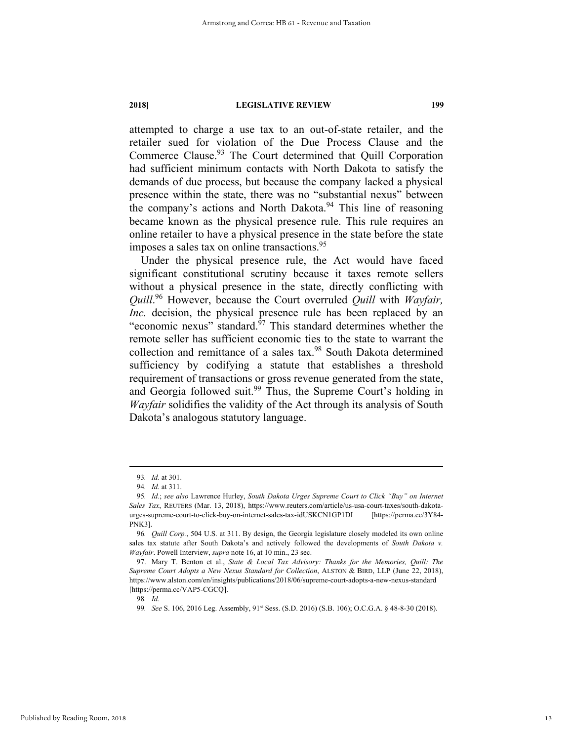attempted to charge a use tax to an out-of-state retailer, and the retailer sued for violation of the Due Process Clause and the Commerce Clause.[93] The Court determined that Quill Corporation had sufficient minimum contacts with North Dakota to satisfy the demands of due process, but because the company lacked a physical presence within the state, there was no "substantial nexus" between the company's actions and North Dakota.[94] This line of reasoning became known as the physical presence rule. This rule requires an online retailer to have a physical presence in the state before the state imposes a sales tax on online transactions.[95]

Under the physical presence rule, the Act would have faced significant constitutional scrutiny because it taxes remote sellers without a physical presence in the state, directly conflicting with *Quill*.[96] However, because the Court overruled *Quill* with *Wayfair, Inc.* decision, the physical presence rule has been replaced by an "economic nexus" standard.[97] This standard determines whether the remote seller has sufficient economic ties to the state to warrant the collection and remittance of a sales tax.[98] South Dakota determined sufficiency by codifying a statute that establishes a threshold requirement of transactions or gross revenue generated from the state, and Georgia followed suit.[99] Thus, the Supreme Court's holding in *Wayfair* solidifies the validity of the Act through its analysis of South Dakota's analogous statutory language.

---

93. *Id.* at 301.

94. *Id.* at 311.

95. *Id.*; *see also* Lawrence Hurley, *South Dakota Urges Supreme Court to Click "Buy" on Internet Sales Tax*, REUTERS (Mar. 13, 2018), https://www.reuters.com/article/us-usa-court-taxes/south-dakota-urges-supreme-court-to-click-buy-on-internet-sales-tax-idUSKCN1GP1DI [https://perma.cc/3Y84-PNK3].

96. *Quill Corp.*, 504 U.S. at 311. By design, the Georgia legislature closely modeled its own online sales tax statute after South Dakota's and actively followed the developments of *South Dakota v. Wayfair*. Powell Interview, *supra* note 16, at 10 min., 23 sec.

97. Mary T. Benton et al., *State & Local Tax Advisory: Thanks for the Memories, Quill: The Supreme Court Adopts a New Nexus Standard for Collection*, ALSTON & BIRD, LLP (June 22, 2018), https://www.alston.com/en/insights/publications/2018/06/supreme-court-adopts-a-new-nexus-standard [https://perma.cc/VAP5-CGCQ].

98. *Id.*

99. *See* S. 106, 2016 Leg. Assembly, 91st Sess. (S.D. 2016) (S.B. 106); O.C.G.A. § 48-8-30 (2018).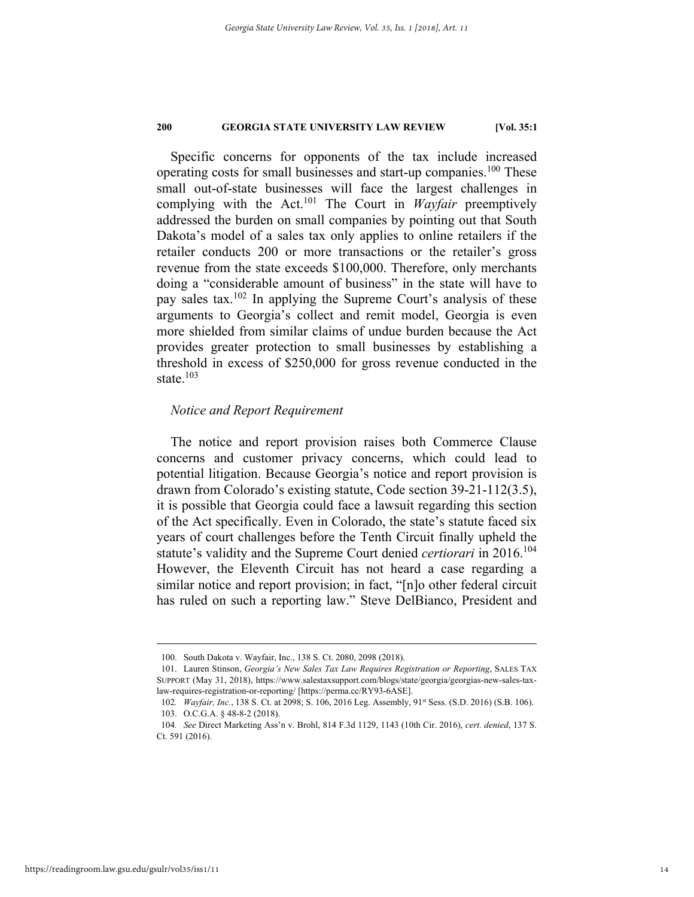Specific concerns for opponents of the tax include increased operating costs for small businesses and start-up companies.[100] These small out-of-state businesses will face the largest challenges in complying with the Act.[101] The Court in *Wayfair* preemptively addressed the burden on small companies by pointing out that South Dakota's model of a sales tax only applies to online retailers if the retailer conducts 200 or more transactions or the retailer's gross revenue from the state exceeds $100,000. Therefore, only merchants doing a "considerable amount of business" in the state will have to pay sales tax.[102] In applying the Supreme Court's analysis of these arguments to Georgia's collect and remit model, Georgia is even more shielded from similar claims of undue burden because the Act provides greater protection to small businesses by establishing a threshold in excess of $250,000 for gross revenue conducted in the state.[103]

*Notice and Report Requirement*

The notice and report provision raises both Commerce Clause concerns and customer privacy concerns, which could lead to potential litigation. Because Georgia's notice and report provision is drawn from Colorado's existing statute, Code section 39-21-112(3.5), it is possible that Georgia could face a lawsuit regarding this section of the Act specifically. Even in Colorado, the state's statute faced six years of court challenges before the Tenth Circuit finally upheld the statute's validity and the Supreme Court denied *certiorari* in 2016.[104] However, the Eleventh Circuit has not heard a case regarding a similar notice and report provision; in fact, "[n]o other federal circuit has ruled on such a reporting law." Steve DelBianco, President and

---

100. South Dakota v. Wayfair, Inc., 138 S. Ct. 2080, 2098 (2018).

101. Lauren Stinson, *Georgia's New Sales Tax Law Requires Registration or Reporting*, SALES TAX SUPPORT (May 31, 2018), https://www.salestaxsupport.com/blogs/state/georgia/georgias-new-sales-tax-law-requires-registration-or-reporting/ [https://perma.cc/RY93-6ASE].

102. *Wayfair, Inc.*, 138 S. Ct. at 2098; S. 106, 2016 Leg. Assembly, 91st Sess. (S.D. 2016) (S.B. 106).

103. O.C.G.A. § 48-8-2 (2018).

104. *See* Direct Marketing Ass'n v. Brohl, 814 F.3d 1129, 1143 (10th Cir. 2016), *cert. denied*, 137 S. Ct. 591 (2016).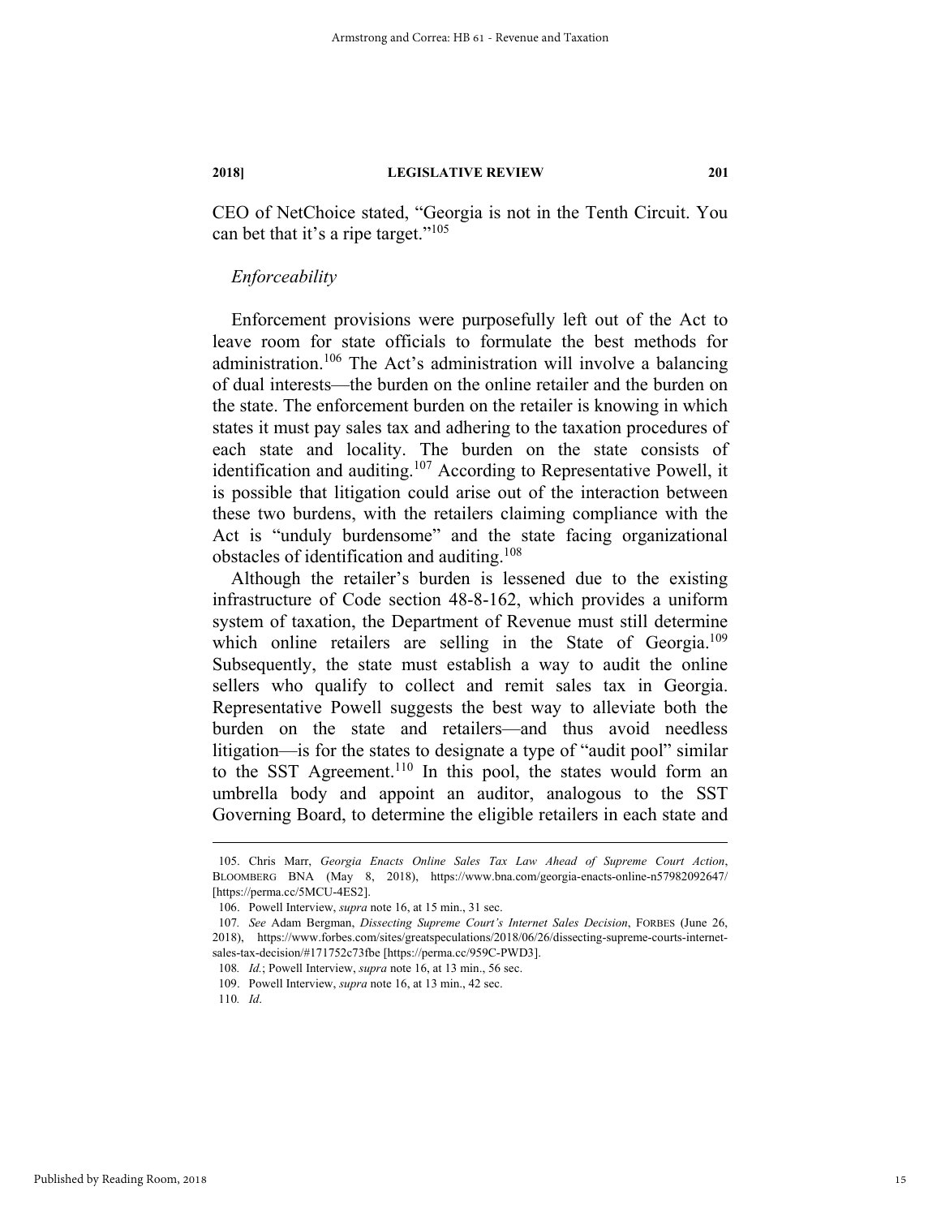CEO of NetChoice stated, "Georgia is not in the Tenth Circuit. You can bet that it's a ripe target."[105]

*Enforceability*

Enforcement provisions were purposefully left out of the Act to leave room for state officials to formulate the best methods for administration.[106] The Act's administration will involve a balancing of dual interests—the burden on the online retailer and the burden on the state. The enforcement burden on the retailer is knowing in which states it must pay sales tax and adhering to the taxation procedures of each state and locality. The burden on the state consists of identification and auditing.[107] According to Representative Powell, it is possible that litigation could arise out of the interaction between these two burdens, with the retailers claiming compliance with the Act is "unduly burdensome" and the state facing organizational obstacles of identification and auditing.[108]

Although the retailer's burden is lessened due to the existing infrastructure of Code section 48-8-162, which provides a uniform system of taxation, the Department of Revenue must still determine which online retailers are selling in the State of Georgia.[109] Subsequently, the state must establish a way to audit the online sellers who qualify to collect and remit sales tax in Georgia. Representative Powell suggests the best way to alleviate both the burden on the state and retailers—and thus avoid needless litigation—is for the states to designate a type of "audit pool" similar to the SST Agreement.[110] In this pool, the states would form an umbrella body and appoint an auditor, analogous to the SST Governing Board, to determine the eligible retailers in each state and

---

105. Chris Marr, *Georgia Enacts Online Sales Tax Law Ahead of Supreme Court Action*, BLOOMBERG BNA (May 8, 2018), https://www.bna.com/georgia-enacts-online-n57982092647/ [https://perma.cc/5MCU-4ES2].

106. Powell Interview, *supra* note 16, at 15 min., 31 sec.

107. *See* Adam Bergman, *Dissecting Supreme Court's Internet Sales Decision*, FORBES (June 26, 2018), https://www.forbes.com/sites/greatspeculations/2018/06/26/dissecting-supreme-courts-internet-sales-tax-decision/#171752c73fbe [https://perma.cc/959C-PWD3].

108. *Id.*; Powell Interview, *supra* note 16, at 13 min., 56 sec.

109. Powell Interview, *supra* note 16, at 13 min., 42 sec.

110. *Id.*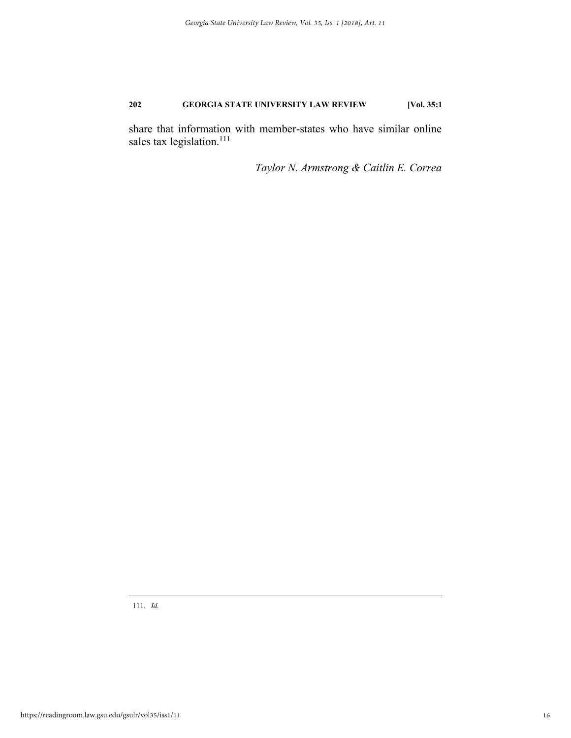share that information with member-states who have similar online sales tax legislation.[111]

*Taylor N. Armstrong & Caitlin E. Correa*

---

111. *Id.*